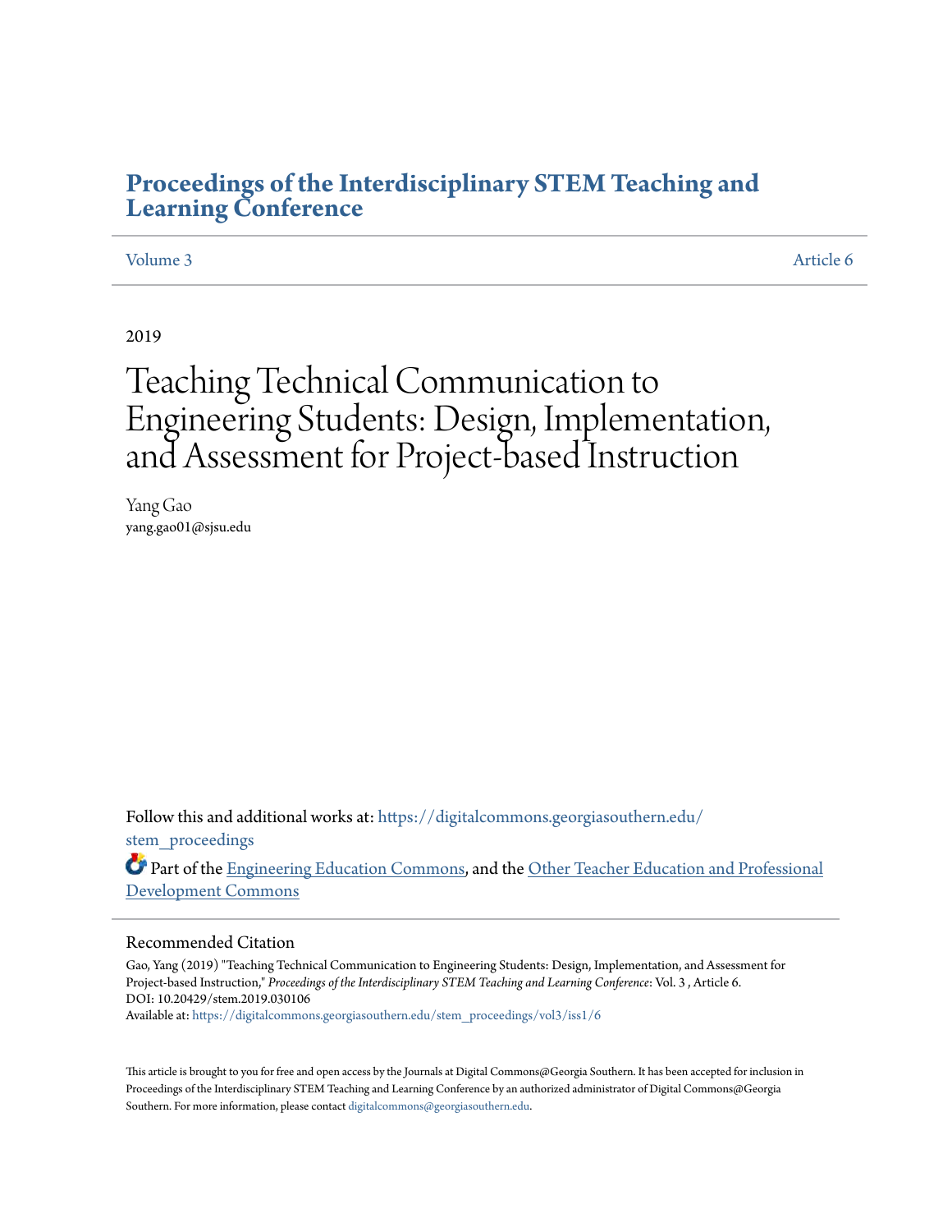# Proceedings of the Interdisciplinary STEM Teaching and Learning Conference

Volume 3 | Article 6

2019

# Teaching Technical Communication to Engineering Students: Design, Implementation, and Assessment for Project-based Instruction

Yang Gao
yang.gao01@sjsu.edu

Follow this and additional works at: https://digitalcommons.georgiasouthern.edu/stem_proceedings

Part of the Engineering Education Commons, and the Other Teacher Education and Professional Development Commons

## Recommended Citation

Gao, Yang (2019) "Teaching Technical Communication to Engineering Students: Design, Implementation, and Assessment for Project-based Instruction," *Proceedings of the Interdisciplinary STEM Teaching and Learning Conference*: Vol. 3 , Article 6.
DOI: 10.20429/stem.2019.030106
Available at: https://digitalcommons.georgiasouthern.edu/stem_proceedings/vol3/iss1/6

This article is brought to you for free and open access by the Journals at Digital Commons@Georgia Southern. It has been accepted for inclusion in Proceedings of the Interdisciplinary STEM Teaching and Learning Conference by an authorized administrator of Digital Commons@Georgia Southern. For more information, please contact digitalcommons@georgiasouthern.edu.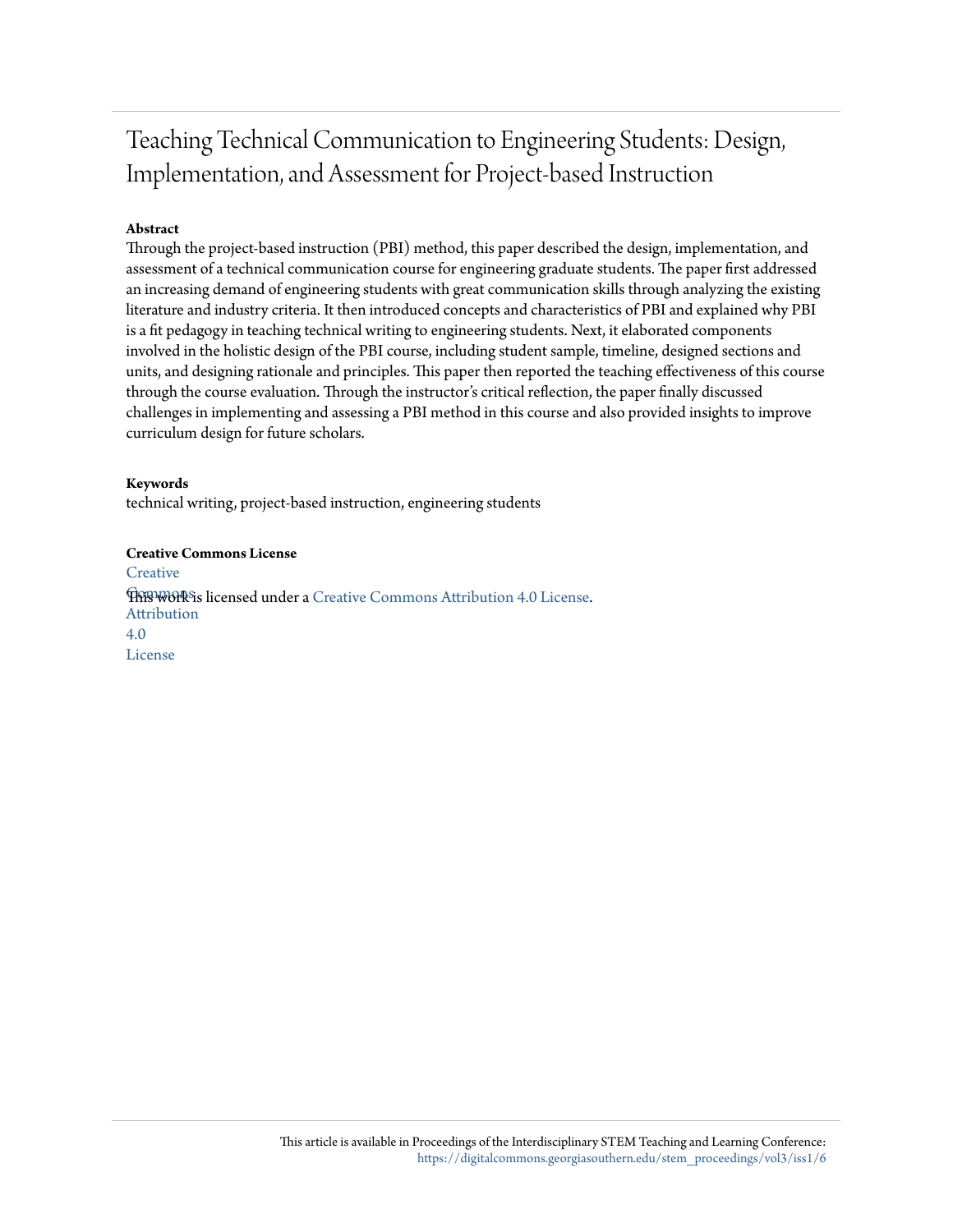# Teaching Technical Communication to Engineering Students: Design, Implementation, and Assessment for Project-based Instruction

**Abstract**

Through the project-based instruction (PBI) method, this paper described the design, implementation, and assessment of a technical communication course for engineering graduate students. The paper first addressed an increasing demand of engineering students with great communication skills through analyzing the existing literature and industry criteria. It then introduced concepts and characteristics of PBI and explained why PBI is a fit pedagogy in teaching technical writing to engineering students. Next, it elaborated components involved in the holistic design of the PBI course, including student sample, timeline, designed sections and units, and designing rationale and principles. This paper then reported the teaching effectiveness of this course through the course evaluation. Through the instructor's critical reflection, the paper finally discussed challenges in implementing and assessing a PBI method in this course and also provided insights to improve curriculum design for future scholars.

**Keywords**

technical writing, project-based instruction, engineering students

**Creative Commons License**

This work is licensed under a Creative Commons Attribution 4.0 License.

This article is available in Proceedings of the Interdisciplinary STEM Teaching and Learning Conference: https://digitalcommons.georgiasouthern.edu/stem_proceedings/vol3/iss1/6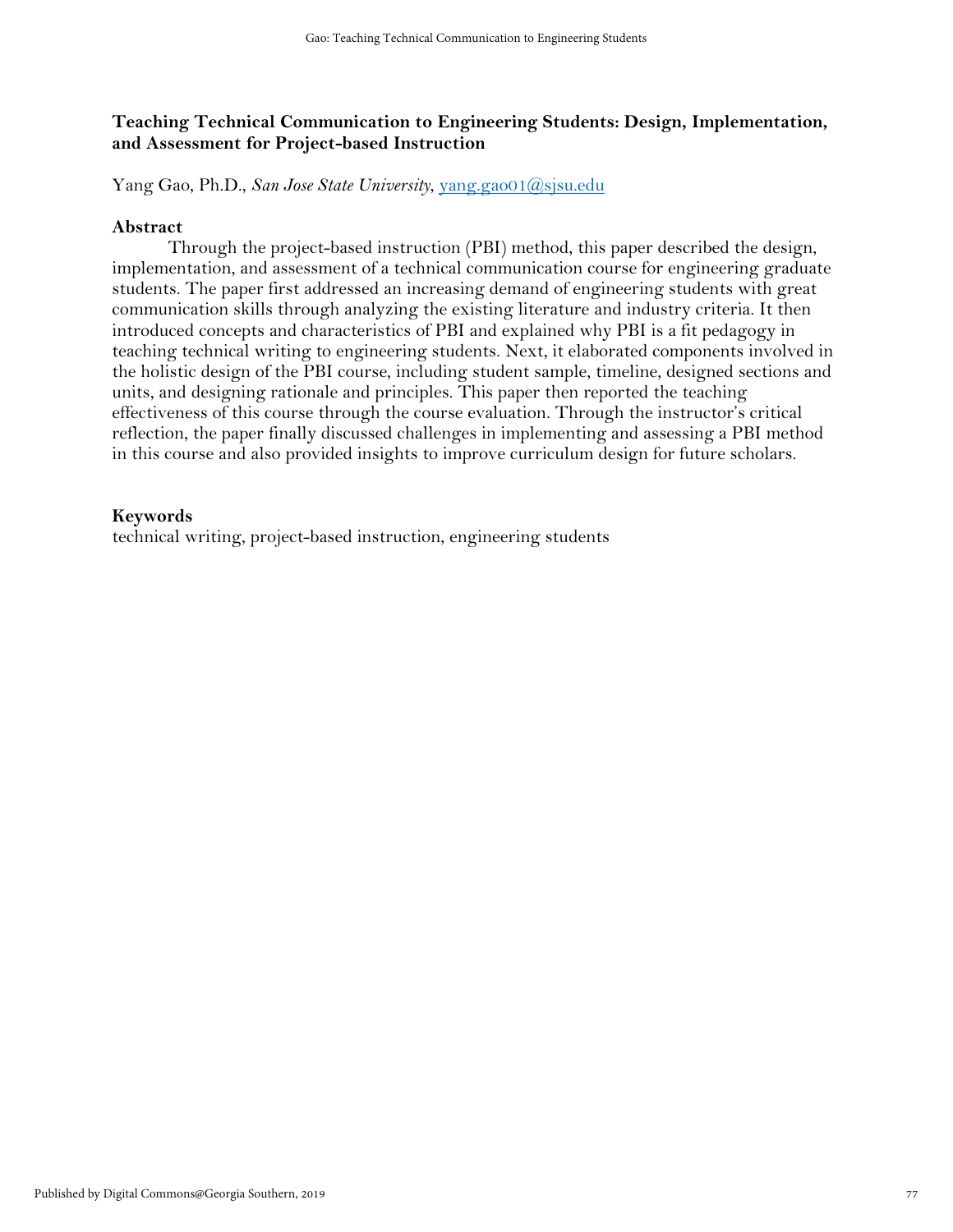**Teaching Technical Communication to Engineering Students: Design, Implementation, and Assessment for Project-based Instruction**

Yang Gao, Ph.D., *San Jose State University*, yang.gao01@sjsu.edu

**Abstract**

Through the project-based instruction (PBI) method, this paper described the design, implementation, and assessment of a technical communication course for engineering graduate students. The paper first addressed an increasing demand of engineering students with great communication skills through analyzing the existing literature and industry criteria. It then introduced concepts and characteristics of PBI and explained why PBI is a fit pedagogy in teaching technical writing to engineering students. Next, it elaborated components involved in the holistic design of the PBI course, including student sample, timeline, designed sections and units, and designing rationale and principles. This paper then reported the teaching effectiveness of this course through the course evaluation. Through the instructor's critical reflection, the paper finally discussed challenges in implementing and assessing a PBI method in this course and also provided insights to improve curriculum design for future scholars.

**Keywords**

technical writing, project-based instruction, engineering students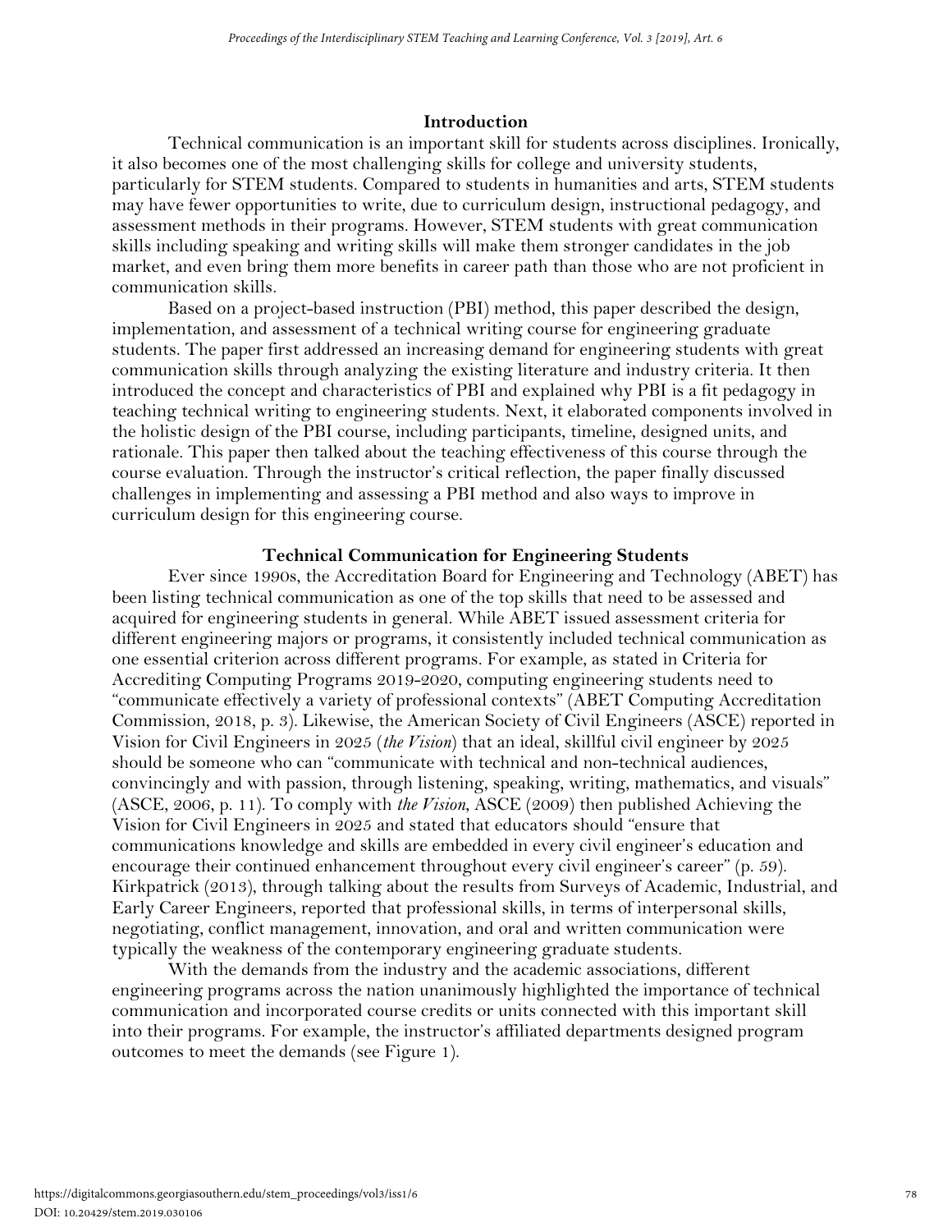## Introduction

Technical communication is an important skill for students across disciplines. Ironically, it also becomes one of the most challenging skills for college and university students, particularly for STEM students. Compared to students in humanities and arts, STEM students may have fewer opportunities to write, due to curriculum design, instructional pedagogy, and assessment methods in their programs. However, STEM students with great communication skills including speaking and writing skills will make them stronger candidates in the job market, and even bring them more benefits in career path than those who are not proficient in communication skills.

Based on a project-based instruction (PBI) method, this paper described the design, implementation, and assessment of a technical writing course for engineering graduate students. The paper first addressed an increasing demand for engineering students with great communication skills through analyzing the existing literature and industry criteria. It then introduced the concept and characteristics of PBI and explained why PBI is a fit pedagogy in teaching technical writing to engineering students. Next, it elaborated components involved in the holistic design of the PBI course, including participants, timeline, designed units, and rationale. This paper then talked about the teaching effectiveness of this course through the course evaluation. Through the instructor's critical reflection, the paper finally discussed challenges in implementing and assessing a PBI method and also ways to improve in curriculum design for this engineering course.

## Technical Communication for Engineering Students

Ever since 1990s, the Accreditation Board for Engineering and Technology (ABET) has been listing technical communication as one of the top skills that need to be assessed and acquired for engineering students in general. While ABET issued assessment criteria for different engineering majors or programs, it consistently included technical communication as one essential criterion across different programs. For example, as stated in Criteria for Accrediting Computing Programs 2019-2020, computing engineering students need to "communicate effectively a variety of professional contexts" (ABET Computing Accreditation Commission, 2018, p. 3). Likewise, the American Society of Civil Engineers (ASCE) reported in Vision for Civil Engineers in 2025 (*the Vision*) that an ideal, skillful civil engineer by 2025 should be someone who can "communicate with technical and non-technical audiences, convincingly and with passion, through listening, speaking, writing, mathematics, and visuals" (ASCE, 2006, p. 11). To comply with *the Vision*, ASCE (2009) then published Achieving the Vision for Civil Engineers in 2025 and stated that educators should "ensure that communications knowledge and skills are embedded in every civil engineer's education and encourage their continued enhancement throughout every civil engineer's career" (p. 59). Kirkpatrick (2013), through talking about the results from Surveys of Academic, Industrial, and Early Career Engineers, reported that professional skills, in terms of interpersonal skills, negotiating, conflict management, innovation, and oral and written communication were typically the weakness of the contemporary engineering graduate students.

With the demands from the industry and the academic associations, different engineering programs across the nation unanimously highlighted the importance of technical communication and incorporated course credits or units connected with this important skill into their programs. For example, the instructor's affiliated departments designed program outcomes to meet the demands (see Figure 1).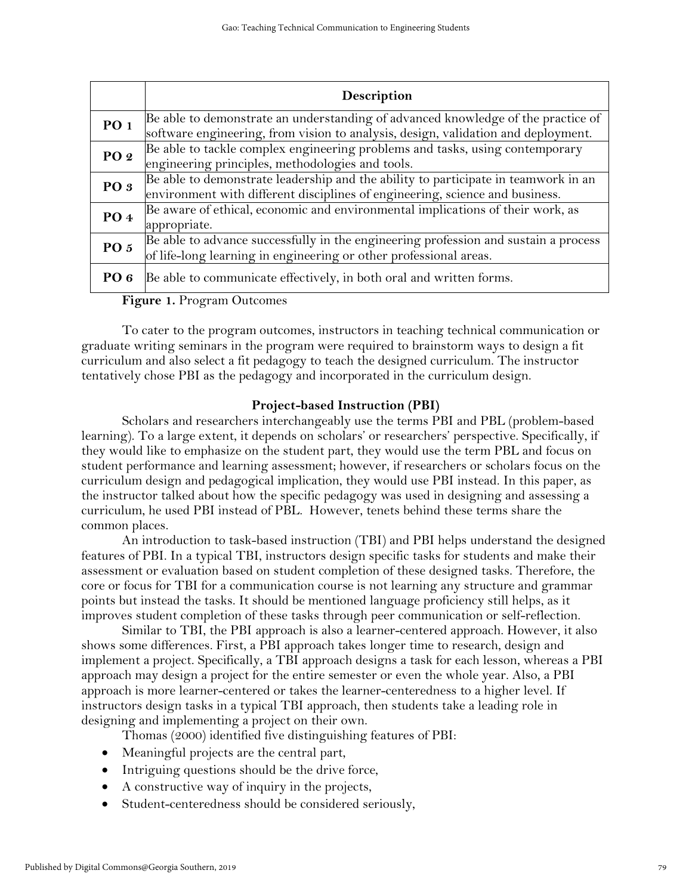| | Description |
|---|---|
| **PO 1** | Be able to demonstrate an understanding of advanced knowledge of the practice of software engineering, from vision to analysis, design, validation and deployment. |
| **PO 2** | Be able to tackle complex engineering problems and tasks, using contemporary engineering principles, methodologies and tools. |
| **PO 3** | Be able to demonstrate leadership and the ability to participate in teamwork in an environment with different disciplines of engineering, science and business. |
| **PO 4** | Be aware of ethical, economic and environmental implications of their work, as appropriate. |
| **PO 5** | Be able to advance successfully in the engineering profession and sustain a process of life-long learning in engineering or other professional areas. |
| **PO 6** | Be able to communicate effectively, in both oral and written forms. |

**Figure 1.** Program Outcomes

To cater to the program outcomes, instructors in teaching technical communication or graduate writing seminars in the program were required to brainstorm ways to design a fit curriculum and also select a fit pedagogy to teach the designed curriculum. The instructor tentatively chose PBI as the pedagogy and incorporated in the curriculum design.

## Project-based Instruction (PBI)

Scholars and researchers interchangeably use the terms PBI and PBL (problem-based learning). To a large extent, it depends on scholars' or researchers' perspective. Specifically, if they would like to emphasize on the student part, they would use the term PBL and focus on student performance and learning assessment; however, if researchers or scholars focus on the curriculum design and pedagogical implication, they would use PBI instead. In this paper, as the instructor talked about how the specific pedagogy was used in designing and assessing a curriculum, he used PBI instead of PBL. However, tenets behind these terms share the common places.

An introduction to task-based instruction (TBI) and PBI helps understand the designed features of PBI. In a typical TBI, instructors design specific tasks for students and make their assessment or evaluation based on student completion of these designed tasks. Therefore, the core or focus for TBI for a communication course is not learning any structure and grammar points but instead the tasks. It should be mentioned language proficiency still helps, as it improves student completion of these tasks through peer communication or self-reflection.

Similar to TBI, the PBI approach is also a learner-centered approach. However, it also shows some differences. First, a PBI approach takes longer time to research, design and implement a project. Specifically, a TBI approach designs a task for each lesson, whereas a PBI approach may design a project for the entire semester or even the whole year. Also, a PBI approach is more learner-centered or takes the learner-centeredness to a higher level. If instructors design tasks in a typical TBI approach, then students take a leading role in designing and implementing a project on their own.

Thomas (2000) identified five distinguishing features of PBI:

- Meaningful projects are the central part,
- Intriguing questions should be the drive force,
- A constructive way of inquiry in the projects,
- Student-centeredness should be considered seriously,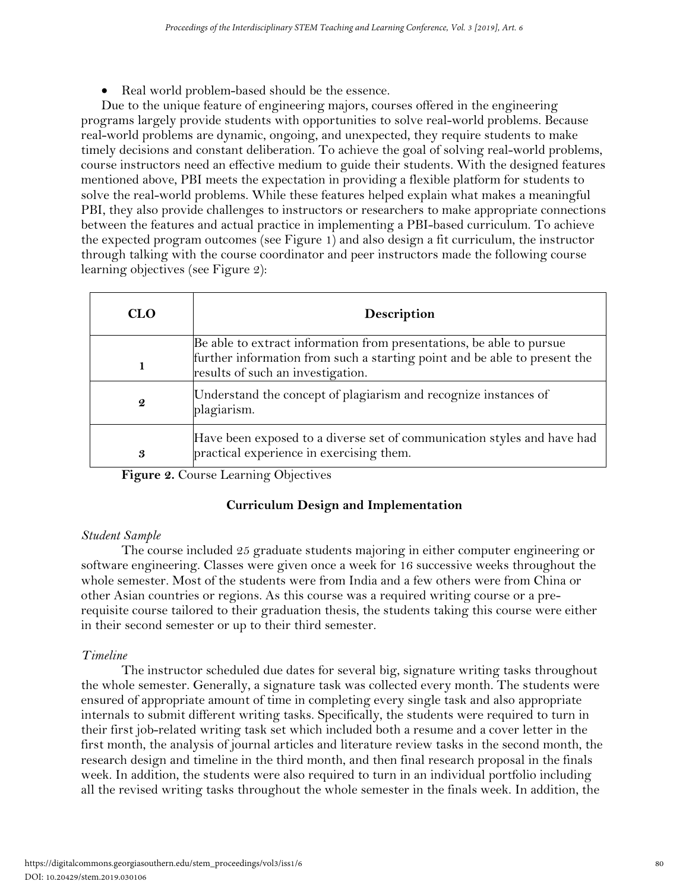- Real world problem-based should be the essence.

Due to the unique feature of engineering majors, courses offered in the engineering programs largely provide students with opportunities to solve real-world problems. Because real-world problems are dynamic, ongoing, and unexpected, they require students to make timely decisions and constant deliberation. To achieve the goal of solving real-world problems, course instructors need an effective medium to guide their students. With the designed features mentioned above, PBI meets the expectation in providing a flexible platform for students to solve the real-world problems. While these features helped explain what makes a meaningful PBI, they also provide challenges to instructors or researchers to make appropriate connections between the features and actual practice in implementing a PBI-based curriculum. To achieve the expected program outcomes (see Figure 1) and also design a fit curriculum, the instructor through talking with the course coordinator and peer instructors made the following course learning objectives (see Figure 2):

| CLO | Description |
|---|---|
| 1 | Be able to extract information from presentations, be able to pursue further information from such a starting point and be able to present the results of such an investigation. |
| 2 | Understand the concept of plagiarism and recognize instances of plagiarism. |
| 3 | Have been exposed to a diverse set of communication styles and have had practical experience in exercising them. |

**Figure 2.** Course Learning Objectives

## Curriculum Design and Implementation

### *Student Sample*

The course included 25 graduate students majoring in either computer engineering or software engineering. Classes were given once a week for 16 successive weeks throughout the whole semester. Most of the students were from India and a few others were from China or other Asian countries or regions. As this course was a required writing course or a pre-requisite course tailored to their graduation thesis, the students taking this course were either in their second semester or up to their third semester.

### *Timeline*

The instructor scheduled due dates for several big, signature writing tasks throughout the whole semester. Generally, a signature task was collected every month. The students were ensured of appropriate amount of time in completing every single task and also appropriate internals to submit different writing tasks. Specifically, the students were required to turn in their first job-related writing task set which included both a resume and a cover letter in the first month, the analysis of journal articles and literature review tasks in the second month, the research design and timeline in the third month, and then final research proposal in the finals week. In addition, the students were also required to turn in an individual portfolio including all the revised writing tasks throughout the whole semester in the finals week. In addition, the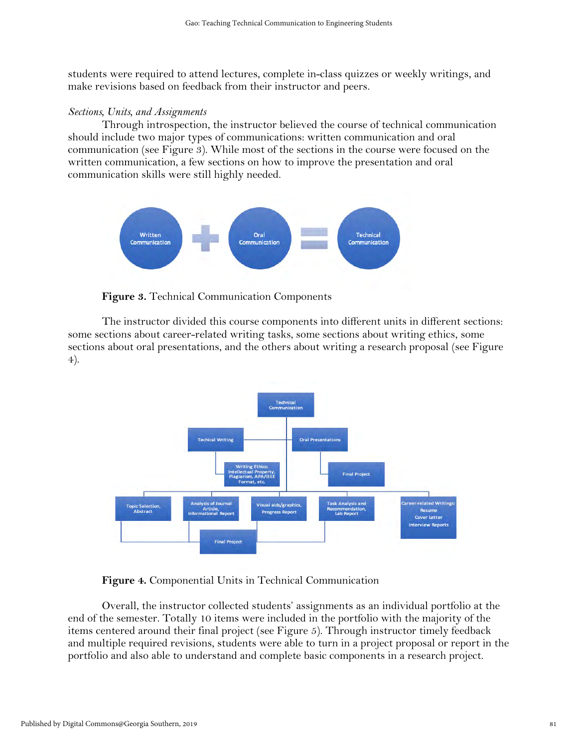students were required to attend lectures, complete in-class quizzes or weekly writings, and make revisions based on feedback from their instructor and peers.

*Sections, Units, and Assignments*

Through introspection, the instructor believed the course of technical communication should include two major types of communications: written communication and oral communication (see Figure 3). While most of the sections in the course were focused on the written communication, a few sections on how to improve the presentation and oral communication skills were still highly needed.

**Figure 3.** Technical Communication Components

The instructor divided this course components into different units in different sections: some sections about career-related writing tasks, some sections about writing ethics, some sections about oral presentations, and the others about writing a research proposal (see Figure 4).

**Figure 4.** Componential Units in Technical Communication

Overall, the instructor collected students' assignments as an individual portfolio at the end of the semester. Totally 10 items were included in the portfolio with the majority of the items centered around their final project (see Figure 5). Through instructor timely feedback and multiple required revisions, students were able to turn in a project proposal or report in the portfolio and also able to understand and complete basic components in a research project.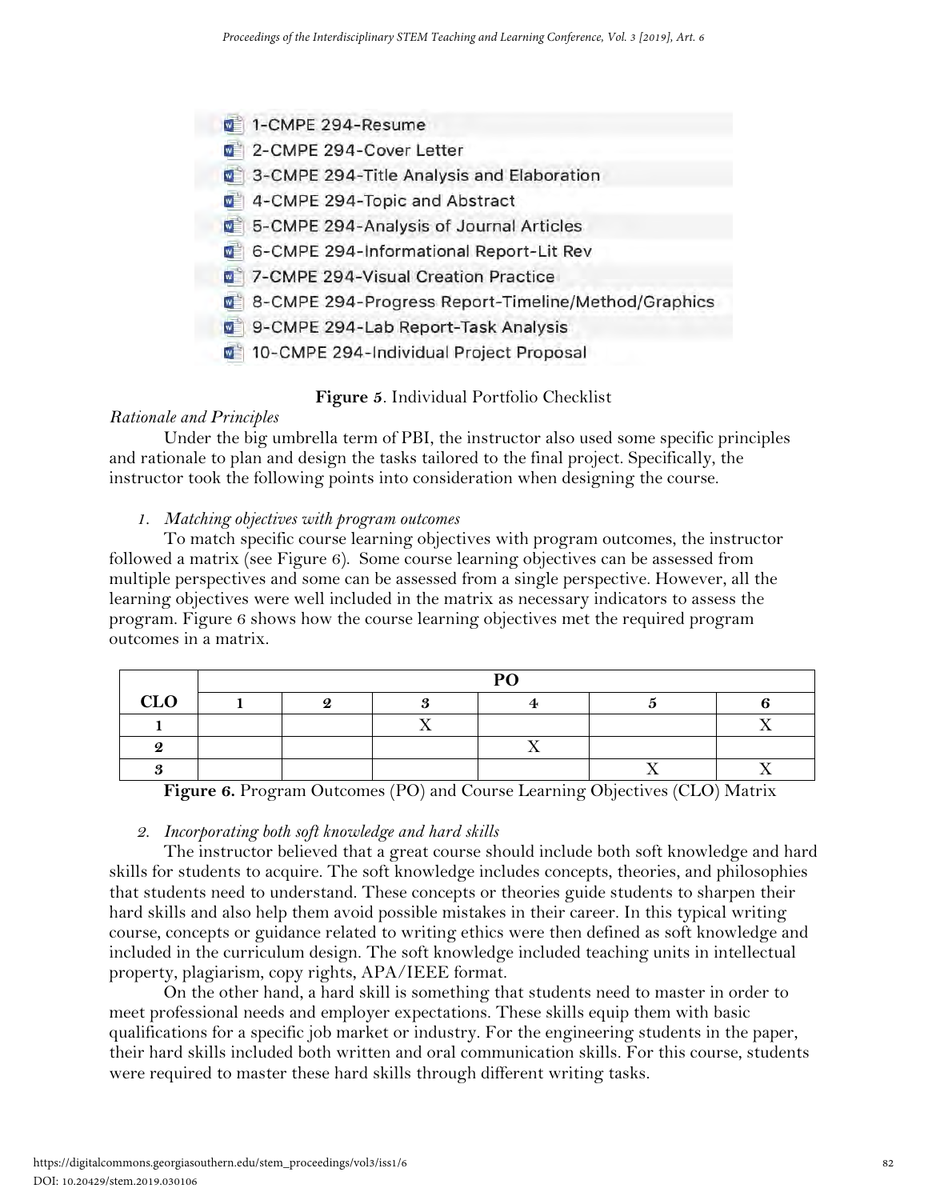- 1-CMPE 294-Resume
- 2-CMPE 294-Cover Letter
- 3-CMPE 294-Title Analysis and Elaboration
- 4-CMPE 294-Topic and Abstract
- 5-CMPE 294-Analysis of Journal Articles
- 6-CMPE 294-Informational Report-Lit Rev
- 7-CMPE 294-Visual Creation Practice
- 8-CMPE 294-Progress Report-Timeline/Method/Graphics
- 9-CMPE 294-Lab Report-Task Analysis
- 10-CMPE 294-Individual Project Proposal

**Figure 5**. Individual Portfolio Checklist

*Rationale and Principles*

Under the big umbrella term of PBI, the instructor also used some specific principles and rationale to plan and design the tasks tailored to the final project. Specifically, the instructor took the following points into consideration when designing the course.

*1. Matching objectives with program outcomes*

To match specific course learning objectives with program outcomes, the instructor followed a matrix (see Figure 6). Some course learning objectives can be assessed from multiple perspectives and some can be assessed from a single perspective. However, all the learning objectives were well included in the matrix as necessary indicators to assess the program. Figure 6 shows how the course learning objectives met the required program outcomes in a matrix.

| | PO | | | | | |
|---|---|---|---|---|---|---|
| **CLO** | **1** | **2** | **3** | **4** | **5** | **6** |
| **1** | | | X | | | X |
| **2** | | | | X | | |
| **3** | | | | | X | X |

**Figure 6.** Program Outcomes (PO) and Course Learning Objectives (CLO) Matrix

*2. Incorporating both soft knowledge and hard skills*

The instructor believed that a great course should include both soft knowledge and hard skills for students to acquire. The soft knowledge includes concepts, theories, and philosophies that students need to understand. These concepts or theories guide students to sharpen their hard skills and also help them avoid possible mistakes in their career. In this typical writing course, concepts or guidance related to writing ethics were then defined as soft knowledge and included in the curriculum design. The soft knowledge included teaching units in intellectual property, plagiarism, copy rights, APA/IEEE format.

On the other hand, a hard skill is something that students need to master in order to meet professional needs and employer expectations. These skills equip them with basic qualifications for a specific job market or industry. For the engineering students in the paper, their hard skills included both written and oral communication skills. For this course, students were required to master these hard skills through different writing tasks.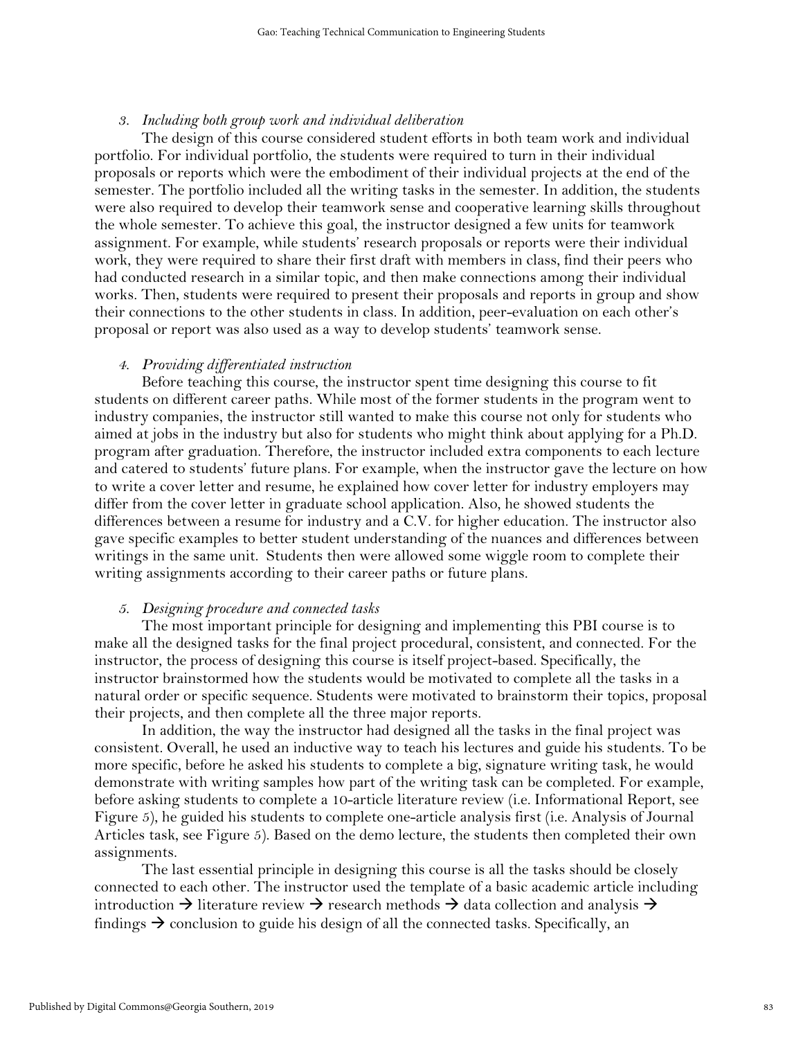*3. Including both group work and individual deliberation*

The design of this course considered student efforts in both team work and individual portfolio. For individual portfolio, the students were required to turn in their individual proposals or reports which were the embodiment of their individual projects at the end of the semester. The portfolio included all the writing tasks in the semester. In addition, the students were also required to develop their teamwork sense and cooperative learning skills throughout the whole semester. To achieve this goal, the instructor designed a few units for teamwork assignment. For example, while students' research proposals or reports were their individual work, they were required to share their first draft with members in class, find their peers who had conducted research in a similar topic, and then make connections among their individual works. Then, students were required to present their proposals and reports in group and show their connections to the other students in class. In addition, peer-evaluation on each other's proposal or report was also used as a way to develop students' teamwork sense.

*4. Providing differentiated instruction*

Before teaching this course, the instructor spent time designing this course to fit students on different career paths. While most of the former students in the program went to industry companies, the instructor still wanted to make this course not only for students who aimed at jobs in the industry but also for students who might think about applying for a Ph.D. program after graduation. Therefore, the instructor included extra components to each lecture and catered to students' future plans. For example, when the instructor gave the lecture on how to write a cover letter and resume, he explained how cover letter for industry employers may differ from the cover letter in graduate school application. Also, he showed students the differences between a resume for industry and a C.V. for higher education. The instructor also gave specific examples to better student understanding of the nuances and differences between writings in the same unit. Students then were allowed some wiggle room to complete their writing assignments according to their career paths or future plans.

*5. Designing procedure and connected tasks*

The most important principle for designing and implementing this PBI course is to make all the designed tasks for the final project procedural, consistent, and connected. For the instructor, the process of designing this course is itself project-based. Specifically, the instructor brainstormed how the students would be motivated to complete all the tasks in a natural order or specific sequence. Students were motivated to brainstorm their topics, proposal their projects, and then complete all the three major reports.

In addition, the way the instructor had designed all the tasks in the final project was consistent. Overall, he used an inductive way to teach his lectures and guide his students. To be more specific, before he asked his students to complete a big, signature writing task, he would demonstrate with writing samples how part of the writing task can be completed. For example, before asking students to complete a 10-article literature review (i.e. Informational Report, see Figure 5), he guided his students to complete one-article analysis first (i.e. Analysis of Journal Articles task, see Figure 5). Based on the demo lecture, the students then completed their own assignments.

The last essential principle in designing this course is all the tasks should be closely connected to each other. The instructor used the template of a basic academic article including introduction → literature review → research methods → data collection and analysis → findings → conclusion to guide his design of all the connected tasks. Specifically, an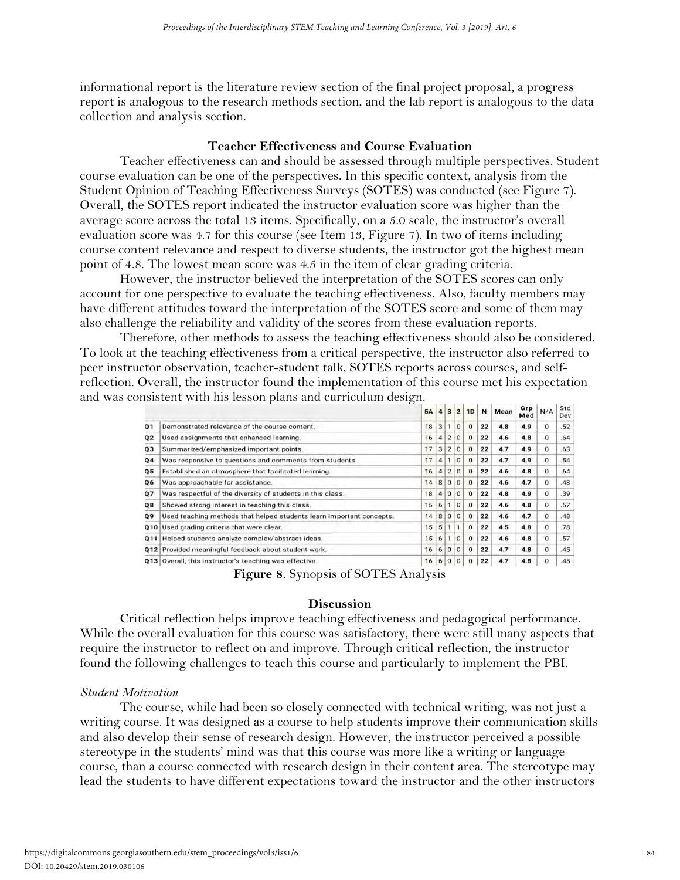informational report is the literature review section of the final project proposal, a progress report is analogous to the research methods section, and the lab report is analogous to the data collection and analysis section.

## Teacher Effectiveness and Course Evaluation

Teacher effectiveness can and should be assessed through multiple perspectives. Student course evaluation can be one of the perspectives. In this specific context, analysis from the Student Opinion of Teaching Effectiveness Surveys (SOTES) was conducted (see Figure 7). Overall, the SOTES report indicated the instructor evaluation score was higher than the average score across the total 13 items. Specifically, on a 5.0 scale, the instructor's overall evaluation score was 4.7 for this course (see Item 13, Figure 7). In two of items including course content relevance and respect to diverse students, the instructor got the highest mean point of 4.8. The lowest mean score was 4.5 in the item of clear grading criteria.

However, the instructor believed the interpretation of the SOTES scores can only account for one perspective to evaluate the teaching effectiveness. Also, faculty members may have different attitudes toward the interpretation of the SOTES score and some of them may also challenge the reliability and validity of the scores from these evaluation reports.

Therefore, other methods to assess the teaching effectiveness should also be considered. To look at the teaching effectiveness from a critical perspective, the instructor also referred to peer instructor observation, teacher-student talk, SOTES reports across courses, and self-reflection. Overall, the instructor found the implementation of this course met his expectation and was consistent with his lesson plans and curriculum design.

| | | 5A | 4 | 3 | 2 | 1D | N | Mean | Grp Med | N/A | Std Dev |
|---|---|---|---|---|---|---|---|---|---|---|---|
| Q1 | Demonstrated relevance of the course content. | 18 | 3 | 1 | 0 | 0 | 22 | 4.8 | 4.9 | 0 | .52 |
| Q2 | Used assignments that enhanced learning. | 16 | 4 | 2 | 0 | 0 | 22 | 4.6 | 4.8 | 0 | .64 |
| Q3 | Summarized/emphasized important points. | 17 | 3 | 2 | 0 | 0 | 22 | 4.7 | 4.9 | 0 | .63 |
| Q4 | Was responsive to questions and comments from students. | 17 | 4 | 1 | 0 | 0 | 22 | 4.7 | 4.9 | 0 | .54 |
| Q5 | Established an atmosphere that facilitated learning. | 16 | 4 | 2 | 0 | 0 | 22 | 4.6 | 4.8 | 0 | .64 |
| Q6 | Was approachable for assistance. | 14 | 8 | 0 | 0 | 0 | 22 | 4.6 | 4.7 | 0 | .48 |
| Q7 | Was respectful of the diversity of students in this class. | 18 | 4 | 0 | 0 | 0 | 22 | 4.8 | 4.9 | 0 | .39 |
| Q8 | Showed strong interest in teaching this class. | 15 | 6 | 1 | 0 | 0 | 22 | 4.6 | 4.8 | 0 | .57 |
| Q9 | Used teaching methods that helped students learn important concepts. | 14 | 8 | 0 | 0 | 0 | 22 | 4.6 | 4.7 | 0 | .48 |
| Q10 | Used grading criteria that were clear. | 15 | 5 | 1 | 1 | 0 | 22 | 4.5 | 4.8 | 0 | .78 |
| Q11 | Helped students analyze complex/abstract ideas. | 15 | 6 | 1 | 0 | 0 | 22 | 4.6 | 4.8 | 0 | .57 |
| Q12 | Provided meaningful feedback about student work. | 16 | 6 | 0 | 0 | 0 | 22 | 4.7 | 4.8 | 0 | .45 |
| Q13 | Overall, this instructor's teaching was effective. | 16 | 6 | 0 | 0 | 0 | 22 | 4.7 | 4.8 | 0 | .45 |

**Figure 8**. Synopsis of SOTES Analysis

## Discussion

Critical reflection helps improve teaching effectiveness and pedagogical performance. While the overall evaluation for this course was satisfactory, there were still many aspects that require the instructor to reflect on and improve. Through critical reflection, the instructor found the following challenges to teach this course and particularly to implement the PBI.

### *Student Motivation*

The course, while had been so closely connected with technical writing, was not just a writing course. It was designed as a course to help students improve their communication skills and also develop their sense of research design. However, the instructor perceived a possible stereotype in the students' mind was that this course was more like a writing or language course, than a course connected with research design in their content area. The stereotype may lead the students to have different expectations toward the instructor and the other instructors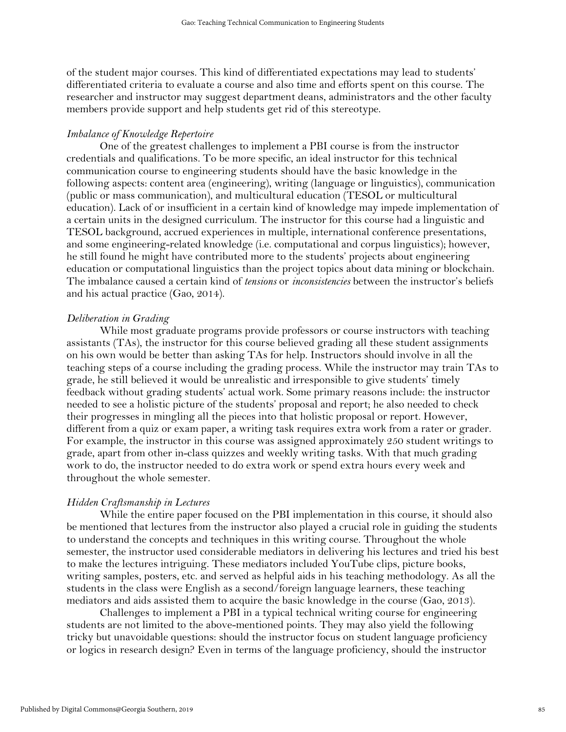of the student major courses. This kind of differentiated expectations may lead to students' differentiated criteria to evaluate a course and also time and efforts spent on this course. The researcher and instructor may suggest department deans, administrators and the other faculty members provide support and help students get rid of this stereotype.

*Imbalance of Knowledge Repertoire*

One of the greatest challenges to implement a PBI course is from the instructor credentials and qualifications. To be more specific, an ideal instructor for this technical communication course to engineering students should have the basic knowledge in the following aspects: content area (engineering), writing (language or linguistics), communication (public or mass communication), and multicultural education (TESOL or multicultural education). Lack of or insufficient in a certain kind of knowledge may impede implementation of a certain units in the designed curriculum. The instructor for this course had a linguistic and TESOL background, accrued experiences in multiple, international conference presentations, and some engineering-related knowledge (i.e. computational and corpus linguistics); however, he still found he might have contributed more to the students' projects about engineering education or computational linguistics than the project topics about data mining or blockchain. The imbalance caused a certain kind of *tensions* or *inconsistencies* between the instructor's beliefs and his actual practice (Gao, 2014).

*Deliberation in Grading*

While most graduate programs provide professors or course instructors with teaching assistants (TAs), the instructor for this course believed grading all these student assignments on his own would be better than asking TAs for help. Instructors should involve in all the teaching steps of a course including the grading process. While the instructor may train TAs to grade, he still believed it would be unrealistic and irresponsible to give students' timely feedback without grading students' actual work. Some primary reasons include: the instructor needed to see a holistic picture of the students' proposal and report; he also needed to check their progresses in mingling all the pieces into that holistic proposal or report. However, different from a quiz or exam paper, a writing task requires extra work from a rater or grader. For example, the instructor in this course was assigned approximately 250 student writings to grade, apart from other in-class quizzes and weekly writing tasks. With that much grading work to do, the instructor needed to do extra work or spend extra hours every week and throughout the whole semester.

*Hidden Craftsmanship in Lectures*

While the entire paper focused on the PBI implementation in this course, it should also be mentioned that lectures from the instructor also played a crucial role in guiding the students to understand the concepts and techniques in this writing course. Throughout the whole semester, the instructor used considerable mediators in delivering his lectures and tried his best to make the lectures intriguing. These mediators included YouTube clips, picture books, writing samples, posters, etc. and served as helpful aids in his teaching methodology. As all the students in the class were English as a second/foreign language learners, these teaching mediators and aids assisted them to acquire the basic knowledge in the course (Gao, 2013).

Challenges to implement a PBI in a typical technical writing course for engineering students are not limited to the above-mentioned points. They may also yield the following tricky but unavoidable questions: should the instructor focus on student language proficiency or logics in research design? Even in terms of the language proficiency, should the instructor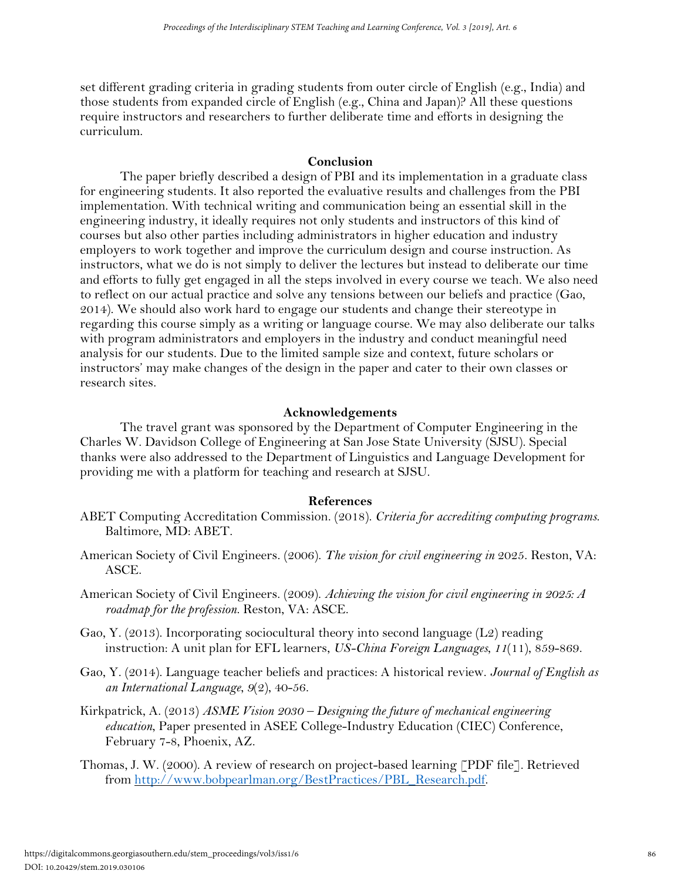set different grading criteria in grading students from outer circle of English (e.g., India) and those students from expanded circle of English (e.g., China and Japan)? All these questions require instructors and researchers to further deliberate time and efforts in designing the curriculum.

## Conclusion

The paper briefly described a design of PBI and its implementation in a graduate class for engineering students. It also reported the evaluative results and challenges from the PBI implementation. With technical writing and communication being an essential skill in the engineering industry, it ideally requires not only students and instructors of this kind of courses but also other parties including administrators in higher education and industry employers to work together and improve the curriculum design and course instruction. As instructors, what we do is not simply to deliver the lectures but instead to deliberate our time and efforts to fully get engaged in all the steps involved in every course we teach. We also need to reflect on our actual practice and solve any tensions between our beliefs and practice (Gao, 2014). We should also work hard to engage our students and change their stereotype in regarding this course simply as a writing or language course. We may also deliberate our talks with program administrators and employers in the industry and conduct meaningful need analysis for our students. Due to the limited sample size and context, future scholars or instructors' may make changes of the design in the paper and cater to their own classes or research sites.

## Acknowledgements

The travel grant was sponsored by the Department of Computer Engineering in the Charles W. Davidson College of Engineering at San Jose State University (SJSU). Special thanks were also addressed to the Department of Linguistics and Language Development for providing me with a platform for teaching and research at SJSU.

## References

ABET Computing Accreditation Commission. (2018). *Criteria for accrediting computing programs.* Baltimore, MD: ABET.

American Society of Civil Engineers. (2006). *The vision for civil engineering in* 2025. Reston, VA: ASCE.

American Society of Civil Engineers. (2009). *Achieving the vision for civil engineering in 2025: A roadmap for the profession.* Reston, VA: ASCE.

Gao, Y. (2013). Incorporating sociocultural theory into second language (L2) reading instruction: A unit plan for EFL learners, *US-China Foreign Languages, 11*(11), 859-869.

Gao, Y. (2014). Language teacher beliefs and practices: A historical review. *Journal of English as an International Language, 9*(2), 40-56.

Kirkpatrick, A. (2013) *ASME Vision 2030 – Designing the future of mechanical engineering education*, Paper presented in ASEE College-Industry Education (CIEC) Conference, February 7-8, Phoenix, AZ.

Thomas, J. W. (2000). A review of research on project-based learning [PDF file]. Retrieved from http://www.bobpearlman.org/BestPractices/PBL_Research.pdf.